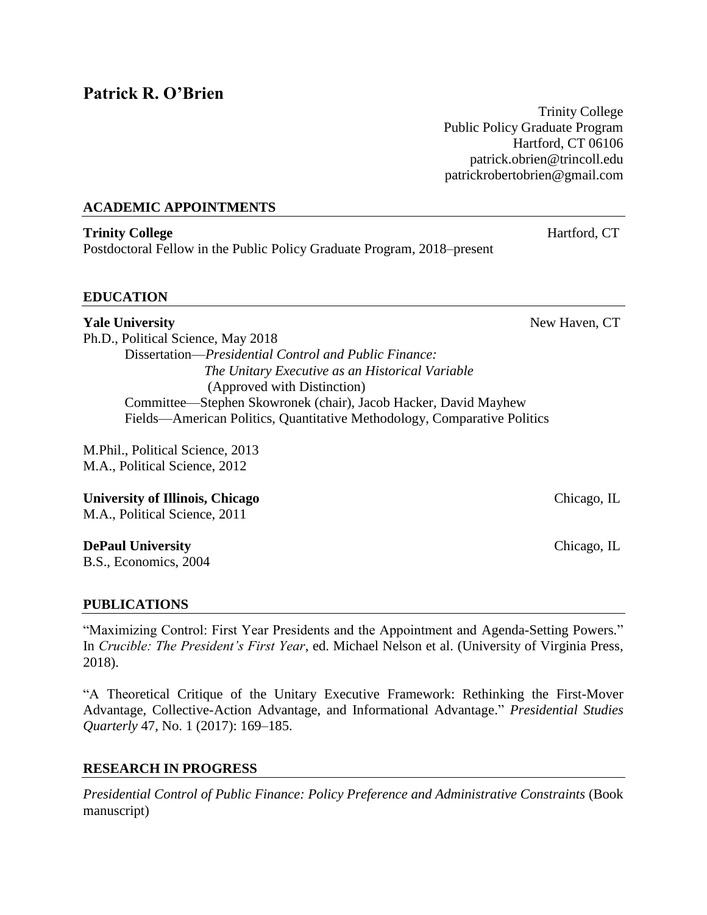# Patrick R. O'Brien

Trinity College
Public Policy Graduate Program
Hartford, CT 06106
patrick.obrien@trincoll.edu
patrickrobertobrien@gmail.com

## ACADEMIC APPOINTMENTS

**Trinity College** Hartford, CT
Postdoctoral Fellow in the Public Policy Graduate Program, 2018–present

## EDUCATION

**Yale University** New Haven, CT
Ph.D., Political Science, May 2018
Dissertation—*Presidential Control and Public Finance: The Unitary Executive as an Historical Variable* (Approved with Distinction)
Committee—Stephen Skowronek (chair), Jacob Hacker, David Mayhew
Fields—American Politics, Quantitative Methodology, Comparative Politics

M.Phil., Political Science, 2013
M.A., Political Science, 2012

**University of Illinois, Chicago** Chicago, IL
M.A., Political Science, 2011

**DePaul University** Chicago, IL
B.S., Economics, 2004

## PUBLICATIONS

"Maximizing Control: First Year Presidents and the Appointment and Agenda-Setting Powers." In *Crucible: The President's First Year*, ed. Michael Nelson et al. (University of Virginia Press, 2018).

"A Theoretical Critique of the Unitary Executive Framework: Rethinking the First-Mover Advantage, Collective-Action Advantage, and Informational Advantage." *Presidential Studies Quarterly* 47, No. 1 (2017): 169–185.

## RESEARCH IN PROGRESS

*Presidential Control of Public Finance: Policy Preference and Administrative Constraints* (Book manuscript)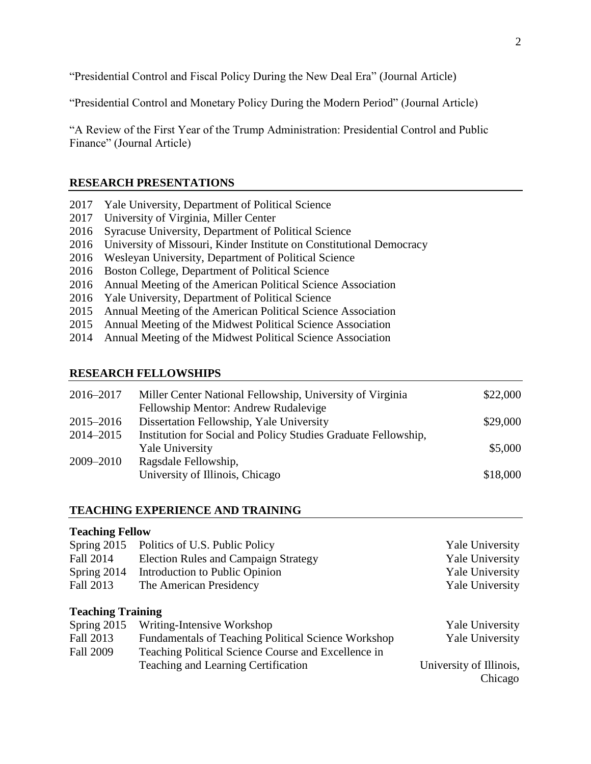"Presidential Control and Fiscal Policy During the New Deal Era" (Journal Article)

"Presidential Control and Monetary Policy During the Modern Period" (Journal Article)

"A Review of the First Year of the Trump Administration: Presidential Control and Public Finance" (Journal Article)

## RESEARCH PRESENTATIONS

2017 Yale University, Department of Political Science
2017 University of Virginia, Miller Center
2016 Syracuse University, Department of Political Science
2016 University of Missouri, Kinder Institute on Constitutional Democracy
2016 Wesleyan University, Department of Political Science
2016 Boston College, Department of Political Science
2016 Annual Meeting of the American Political Science Association
2016 Yale University, Department of Political Science
2015 Annual Meeting of the American Political Science Association
2015 Annual Meeting of the Midwest Political Science Association
2014 Annual Meeting of the Midwest Political Science Association

## RESEARCH FELLOWSHIPS

| | | |
|---|---|---|
| 2016–2017 | Miller Center National Fellowship, University of Virginia<br>Fellowship Mentor: Andrew Rudalevige | $22,000 |
| 2015–2016 | Dissertation Fellowship, Yale University | $29,000 |
| 2014–2015 | Institution for Social and Policy Studies Graduate Fellowship,<br>Yale University | $5,000 |
| 2009–2010 | Ragsdale Fellowship,<br>University of Illinois, Chicago | $18,000 |

## TEACHING EXPERIENCE AND TRAINING

### Teaching Fellow

| | | |
|---|---|---|
| Spring 2015 | Politics of U.S. Public Policy | Yale University |
| Fall 2014 | Election Rules and Campaign Strategy | Yale University |
| Spring 2014 | Introduction to Public Opinion | Yale University |
| Fall 2013 | The American Presidency | Yale University |

### Teaching Training

| | | |
|---|---|---|
| Spring 2015 | Writing-Intensive Workshop | Yale University |
| Fall 2013 | Fundamentals of Teaching Political Science Workshop | Yale University |
| Fall 2009 | Teaching Political Science Course and Excellence in Teaching and Learning Certification | University of Illinois, Chicago |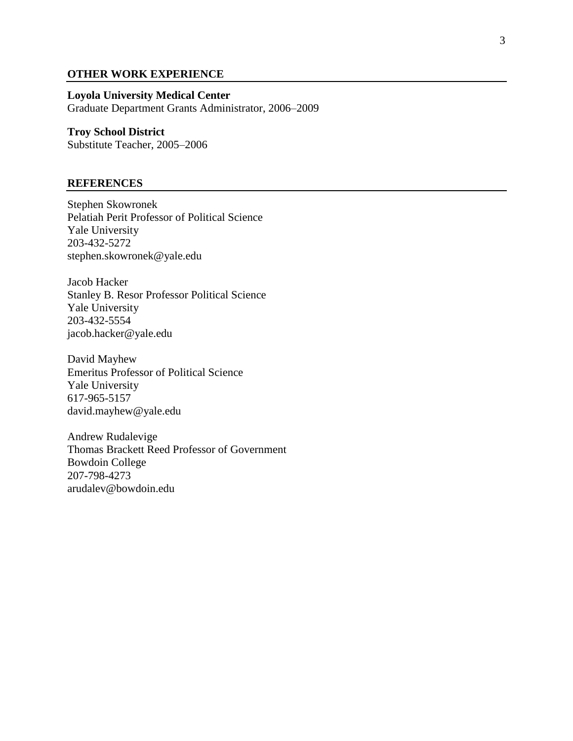## OTHER WORK EXPERIENCE

**Loyola University Medical Center**
Graduate Department Grants Administrator, 2006–2009

**Troy School District**
Substitute Teacher, 2005–2006

## REFERENCES

Stephen Skowronek
Pelatiah Perit Professor of Political Science
Yale University
203-432-5272
stephen.skowronek@yale.edu

Jacob Hacker
Stanley B. Resor Professor Political Science
Yale University
203-432-5554
jacob.hacker@yale.edu

David Mayhew
Emeritus Professor of Political Science
Yale University
617-965-5157
david.mayhew@yale.edu

Andrew Rudalevige
Thomas Brackett Reed Professor of Government
Bowdoin College
207-798-4273
arudalev@bowdoin.edu